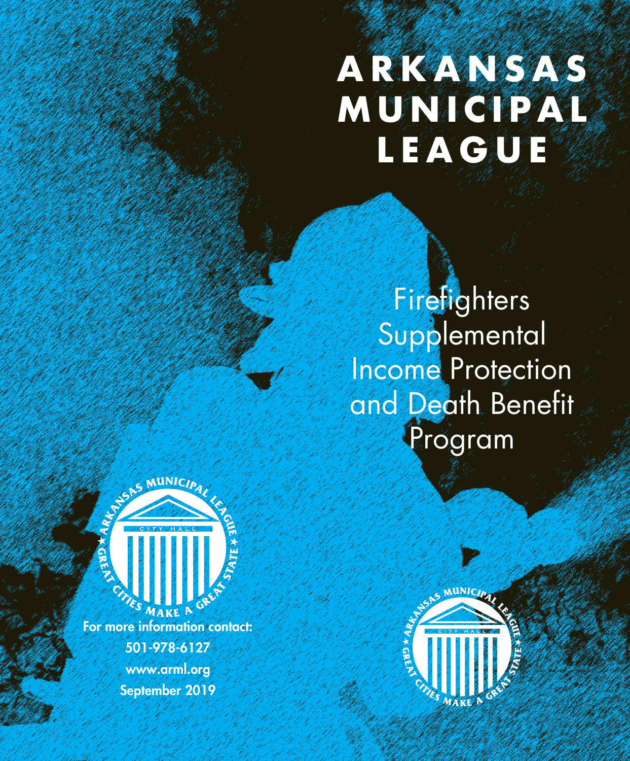# ARKANSAS MUNICIPAL LEAGUE

## Firefighters Supplemental Income Protection and Death Benefit Program

ARKANSAS MUNICIPAL LEAGUE
CITY HALL
GREAT CITIES MAKE A GREAT STATE

**For more information contact:**

**501-978-6127**

**www.arml.org**

**September 2019**

ARKANSAS MUNICIPAL LEAGUE
CITY HALL
GREAT CITIES MAKE A GREAT STATE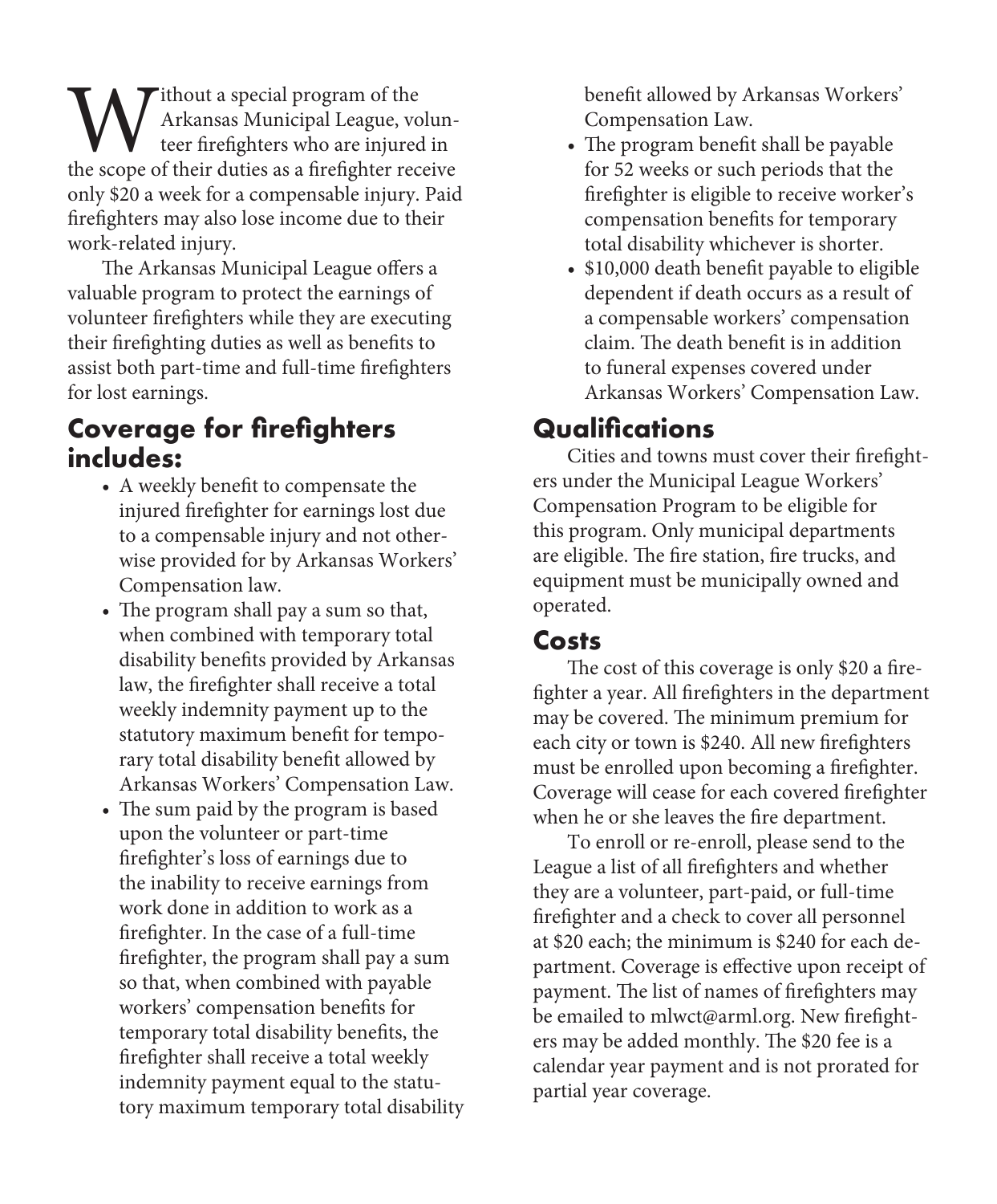Without a special program of the Arkansas Municipal League, volunteer firefighters who are injured in the scope of their duties as a firefighter receive only $20 a week for a compensable injury. Paid firefighters may also lose income due to their work-related injury.

The Arkansas Municipal League offers a valuable program to protect the earnings of volunteer firefighters while they are executing their firefighting duties as well as benefits to assist both part-time and full-time firefighters for lost earnings.

## Coverage for firefighters includes:

- A weekly benefit to compensate the injured firefighter for earnings lost due to a compensable injury and not otherwise provided for by Arkansas Workers' Compensation law.
- The program shall pay a sum so that, when combined with temporary total disability benefits provided by Arkansas law, the firefighter shall receive a total weekly indemnity payment up to the statutory maximum benefit for temporary total disability benefit allowed by Arkansas Workers' Compensation Law.
- The sum paid by the program is based upon the volunteer or part-time firefighter's loss of earnings due to the inability to receive earnings from work done in addition to work as a firefighter. In the case of a full-time firefighter, the program shall pay a sum so that, when combined with payable workers' compensation benefits for temporary total disability benefits, the firefighter shall receive a total weekly indemnity payment equal to the statutory maximum temporary total disability benefit allowed by Arkansas Workers' Compensation Law.
- The program benefit shall be payable for 52 weeks or such periods that the firefighter is eligible to receive worker's compensation benefits for temporary total disability whichever is shorter.
- $10,000 death benefit payable to eligible dependent if death occurs as a result of a compensable workers' compensation claim. The death benefit is in addition to funeral expenses covered under Arkansas Workers' Compensation Law.

## Qualifications

Cities and towns must cover their firefighters under the Municipal League Workers' Compensation Program to be eligible for this program. Only municipal departments are eligible. The fire station, fire trucks, and equipment must be municipally owned and operated.

## Costs

The cost of this coverage is only $20 a firefighter a year. All firefighters in the department may be covered. The minimum premium for each city or town is $240. All new firefighters must be enrolled upon becoming a firefighter. Coverage will cease for each covered firefighter when he or she leaves the fire department.

To enroll or re-enroll, please send to the League a list of all firefighters and whether they are a volunteer, part-paid, or full-time firefighter and a check to cover all personnel at $20 each; the minimum is $240 for each department. Coverage is effective upon receipt of payment. The list of names of firefighters may be emailed to mlwct@arml.org. New firefighters may be added monthly. The $20 fee is a calendar year payment and is not prorated for partial year coverage.